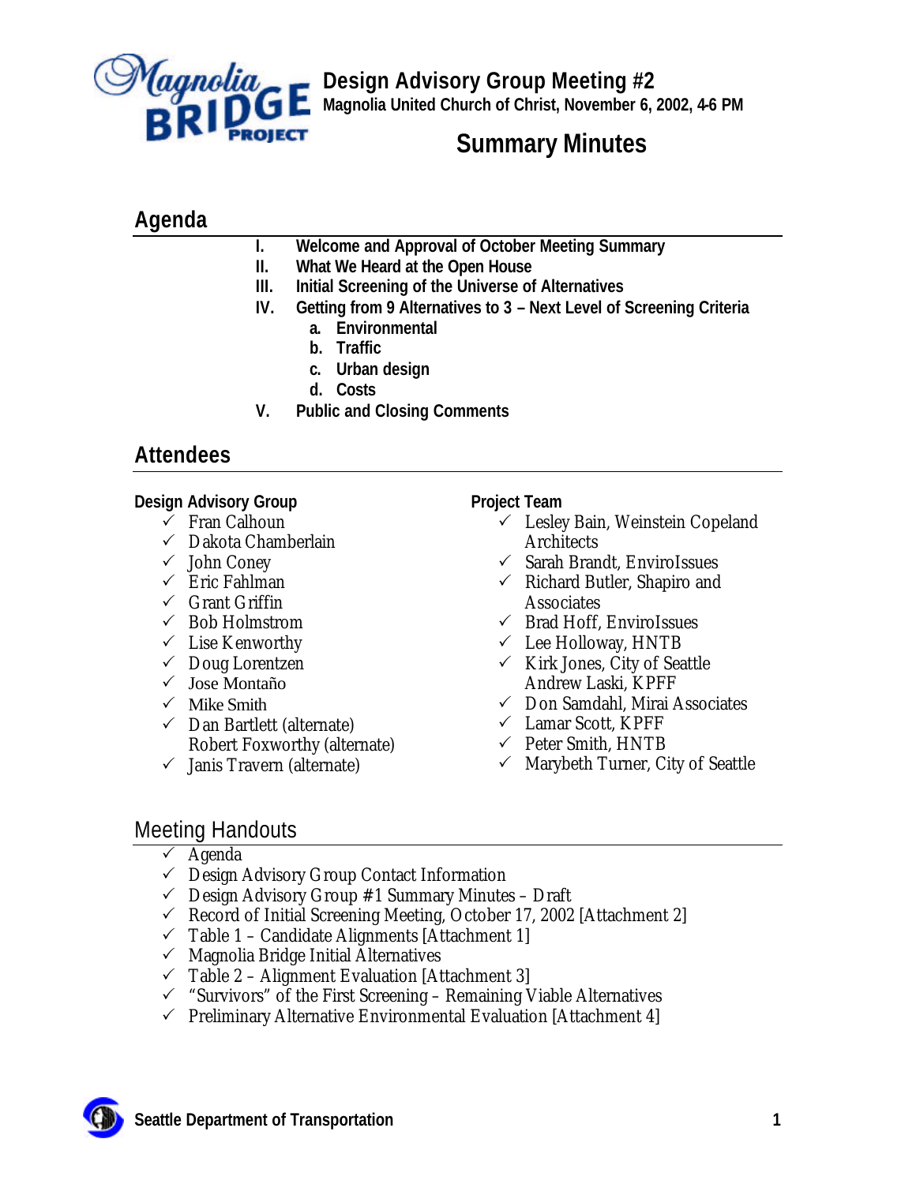# Design Advisory Group Meeting #2

**Magnolia United Church of Christ, November 6, 2002, 4-6 PM**

## Summary Minutes

## Agenda

- **I. Welcome and Approval of October Meeting Summary**
- **II. What We Heard at the Open House**
- **III. Initial Screening of the Universe of Alternatives**
- **IV. Getting from 9 Alternatives to 3 – Next Level of Screening Criteria**
  - **a. Environmental**
  - **b. Traffic**
  - **c. Urban design**
  - **d. Costs**
- **V. Public and Closing Comments**

## Attendees

**Design Advisory Group**

- ✓ Fran Calhoun
- ✓ Dakota Chamberlain
- ✓ John Coney
- ✓ Eric Fahlman
- ✓ Grant Griffin
- ✓ Bob Holmstrom
- ✓ Lise Kenworthy
- ✓ Doug Lorentzen
- ✓ Jose Montaño
- ✓ Mike Smith
- ✓ Dan Bartlett (alternate)
- Robert Foxworthy (alternate)
- ✓ Janis Travern (alternate)

**Project Team**

- ✓ Lesley Bain, Weinstein Copeland Architects
- ✓ Sarah Brandt, EnviroIssues
- ✓ Richard Butler, Shapiro and Associates
- ✓ Brad Hoff, EnviroIssues
- ✓ Lee Holloway, HNTB
- ✓ Kirk Jones, City of Seattle
- Andrew Laski, KPFF
- ✓ Don Samdahl, Mirai Associates
- ✓ Lamar Scott, KPFF
- ✓ Peter Smith, HNTB
- ✓ Marybeth Turner, City of Seattle

## Meeting Handouts

- ✓ Agenda
- ✓ Design Advisory Group Contact Information
- ✓ Design Advisory Group #1 Summary Minutes – Draft
- ✓ Record of Initial Screening Meeting, October 17, 2002 [Attachment 2]
- ✓ Table 1 – Candidate Alignments [Attachment 1]
- ✓ Magnolia Bridge Initial Alternatives
- ✓ Table 2 – Alignment Evaluation [Attachment 3]
- ✓ "Survivors" of the First Screening – Remaining Viable Alternatives
- ✓ Preliminary Alternative Environmental Evaluation [Attachment 4]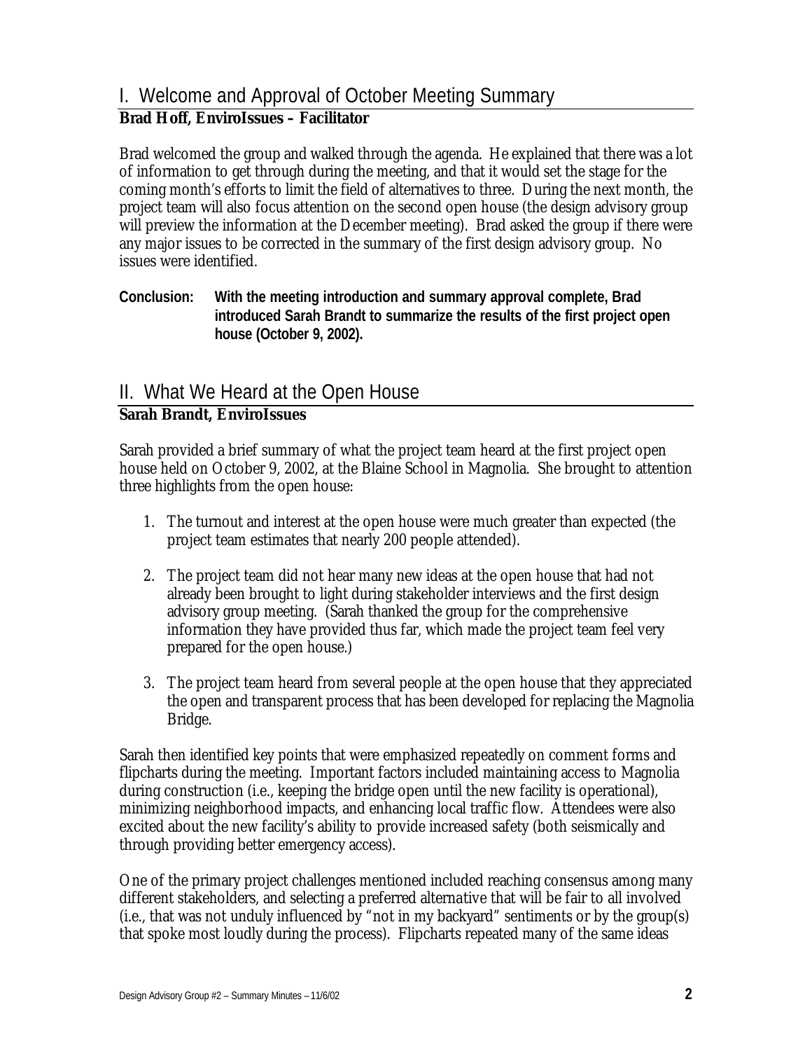## I. Welcome and Approval of October Meeting Summary

**Brad Hoff, EnviroIssues – Facilitator**

Brad welcomed the group and walked through the agenda. He explained that there was a lot of information to get through during the meeting, and that it would set the stage for the coming month's efforts to limit the field of alternatives to three. During the next month, the project team will also focus attention on the second open house (the design advisory group will preview the information at the December meeting). Brad asked the group if there were any major issues to be corrected in the summary of the first design advisory group. No issues were identified.

**Conclusion: With the meeting introduction and summary approval complete, Brad introduced Sarah Brandt to summarize the results of the first project open house (October 9, 2002).**

## II. What We Heard at the Open House

**Sarah Brandt, EnviroIssues**

Sarah provided a brief summary of what the project team heard at the first project open house held on October 9, 2002, at the Blaine School in Magnolia. She brought to attention three highlights from the open house:

1. The turnout and interest at the open house were much greater than expected (the project team estimates that nearly 200 people attended).

2. The project team did not hear many new ideas at the open house that had not already been brought to light during stakeholder interviews and the first design advisory group meeting. (Sarah thanked the group for the comprehensive information they have provided thus far, which made the project team feel very prepared for the open house.)

3. The project team heard from several people at the open house that they appreciated the open and transparent process that has been developed for replacing the Magnolia Bridge.

Sarah then identified key points that were emphasized repeatedly on comment forms and flipcharts during the meeting. Important factors included maintaining access to Magnolia during construction (i.e., keeping the bridge open until the new facility is operational), minimizing neighborhood impacts, and enhancing local traffic flow. Attendees were also excited about the new facility's ability to provide increased safety (both seismically and through providing better emergency access).

One of the primary project challenges mentioned included reaching consensus among many different stakeholders, and selecting a preferred alternative that will be fair to all involved (i.e., that was not unduly influenced by "not in my backyard" sentiments or by the group(s) that spoke most loudly during the process). Flipcharts repeated many of the same ideas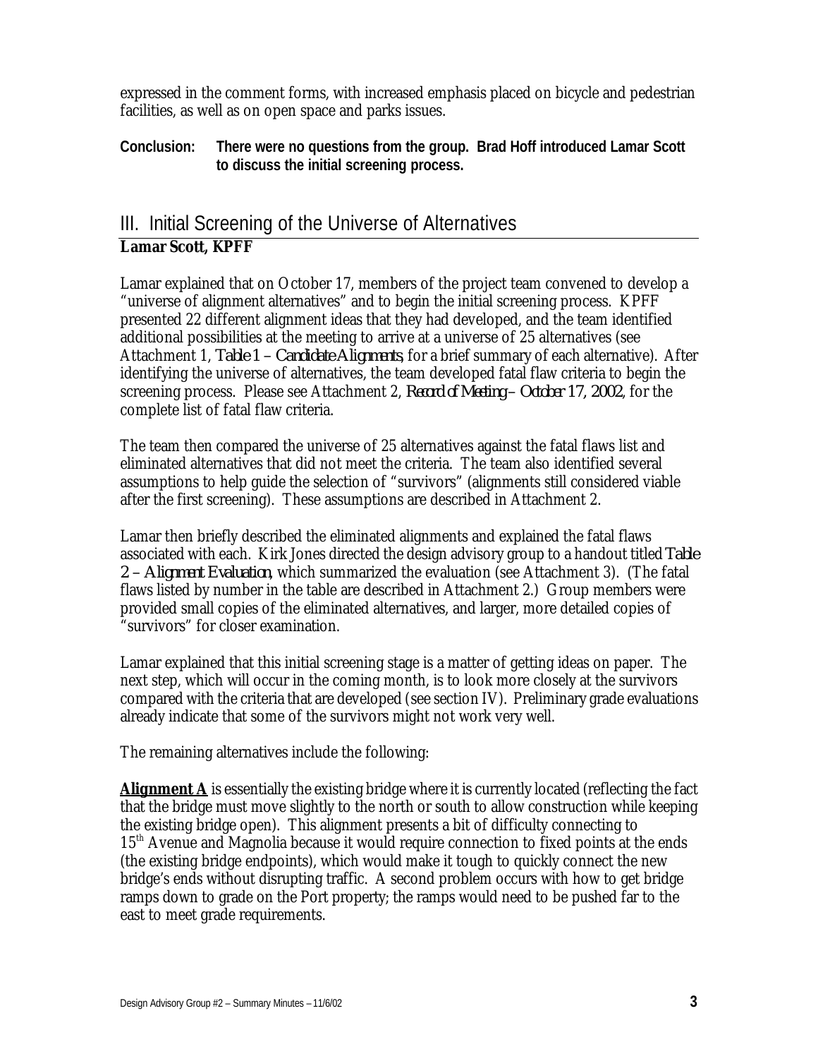expressed in the comment forms, with increased emphasis placed on bicycle and pedestrian facilities, as well as on open space and parks issues.

**Conclusion: There were no questions from the group. Brad Hoff introduced Lamar Scott to discuss the initial screening process.**

## III. Initial Screening of the Universe of Alternatives

**Lamar Scott, KPFF**

Lamar explained that on October 17, members of the project team convened to develop a "universe of alignment alternatives" and to begin the initial screening process. KPFF presented 22 different alignment ideas that they had developed, and the team identified additional possibilities at the meeting to arrive at a universe of 25 alternatives (see Attachment 1, *Table 1 – Candidate Alignments*, for a brief summary of each alternative). After identifying the universe of alternatives, the team developed fatal flaw criteria to begin the screening process. Please see Attachment 2, *Record of Meeting – October 17, 2002*, for the complete list of fatal flaw criteria.

The team then compared the universe of 25 alternatives against the fatal flaws list and eliminated alternatives that did not meet the criteria. The team also identified several assumptions to help guide the selection of "survivors" (alignments still considered viable after the first screening). These assumptions are described in Attachment 2.

Lamar then briefly described the eliminated alignments and explained the fatal flaws associated with each. Kirk Jones directed the design advisory group to a handout titled *Table 2 – Alignment Evaluation*, which summarized the evaluation (see Attachment 3). (The fatal flaws listed by number in the table are described in Attachment 2.) Group members were provided small copies of the eliminated alternatives, and larger, more detailed copies of "survivors" for closer examination.

Lamar explained that this initial screening stage is a matter of getting ideas on paper. The next step, which will occur in the coming month, is to look more closely at the survivors compared with the criteria that are developed (see section IV). Preliminary grade evaluations already indicate that some of the survivors might not work very well.

The remaining alternatives include the following:

**Alignment A** is essentially the existing bridge where it is currently located (reflecting the fact that the bridge must move slightly to the north or south to allow construction while keeping the existing bridge open). This alignment presents a bit of difficulty connecting to 15th Avenue and Magnolia because it would require connection to fixed points at the ends (the existing bridge endpoints), which would make it tough to quickly connect the new bridge's ends without disrupting traffic. A second problem occurs with how to get bridge ramps down to grade on the Port property; the ramps would need to be pushed far to the east to meet grade requirements.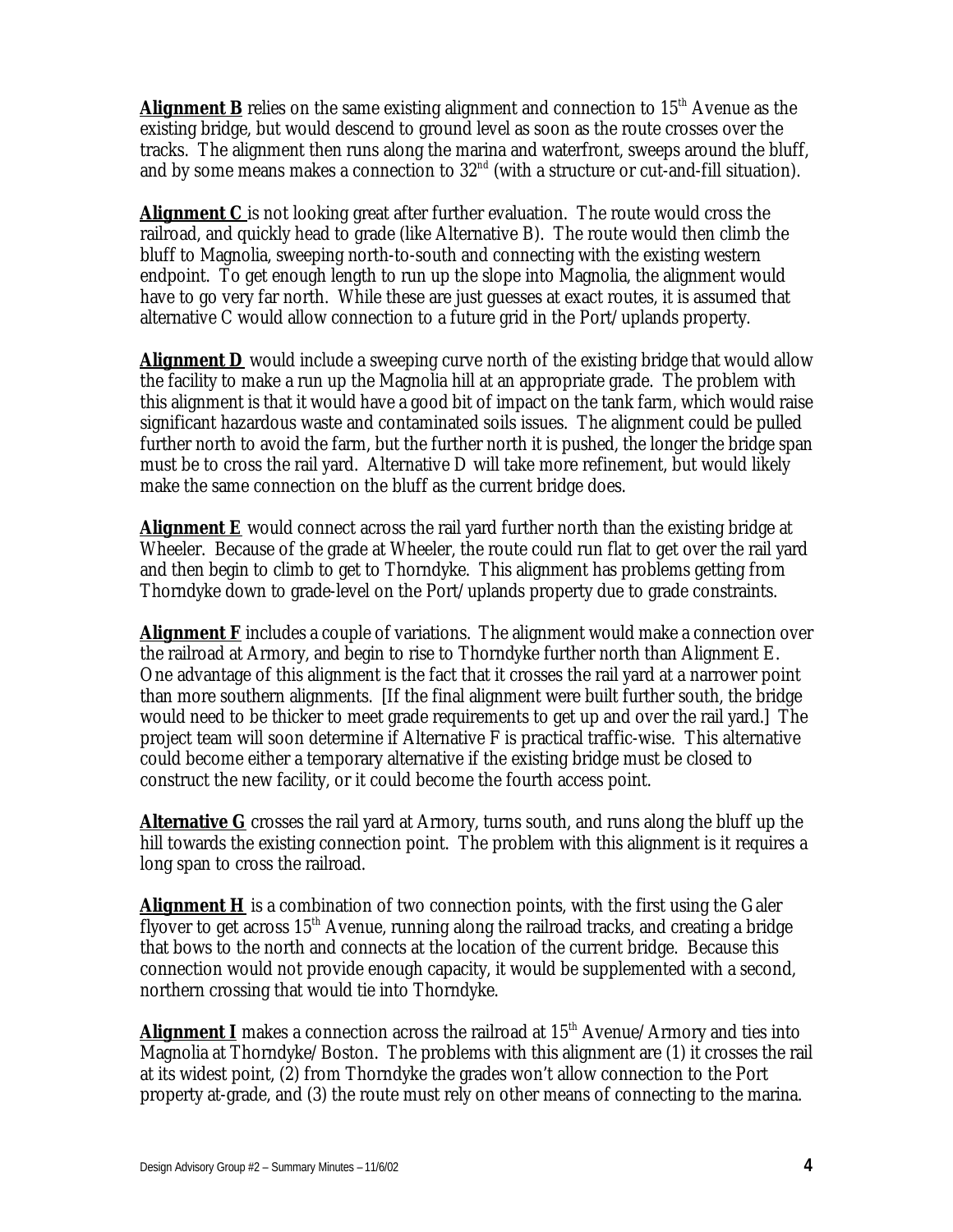**<u>Alignment B</u>** relies on the same existing alignment and connection to 15th Avenue as the existing bridge, but would descend to ground level as soon as the route crosses over the tracks. The alignment then runs along the marina and waterfront, sweeps around the bluff, and by some means makes a connection to 32nd (with a structure or cut-and-fill situation).

**<u>Alignment C</u>** is not looking great after further evaluation. The route would cross the railroad, and quickly head to grade (like Alternative B). The route would then climb the bluff to Magnolia, sweeping north-to-south and connecting with the existing western endpoint. To get enough length to run up the slope into Magnolia, the alignment would have to go very far north. While these are just guesses at exact routes, it is assumed that alternative C would allow connection to a future grid in the Port/uplands property.

**<u>Alignment D</u>** would include a sweeping curve north of the existing bridge that would allow the facility to make a run up the Magnolia hill at an appropriate grade. The problem with this alignment is that it would have a good bit of impact on the tank farm, which would raise significant hazardous waste and contaminated soils issues. The alignment could be pulled further north to avoid the farm, but the further north it is pushed, the longer the bridge span must be to cross the rail yard. Alternative D will take more refinement, but would likely make the same connection on the bluff as the current bridge does.

**<u>Alignment E</u>** would connect across the rail yard further north than the existing bridge at Wheeler. Because of the grade at Wheeler, the route could run flat to get over the rail yard and then begin to climb to get to Thorndyke. This alignment has problems getting from Thorndyke down to grade-level on the Port/uplands property due to grade constraints.

**<u>Alignment F</u>** includes a couple of variations. The alignment would make a connection over the railroad at Armory, and begin to rise to Thorndyke further north than Alignment E. One advantage of this alignment is the fact that it crosses the rail yard at a narrower point than more southern alignments. [If the final alignment were built further south, the bridge would need to be thicker to meet grade requirements to get up and over the rail yard.] The project team will soon determine if Alternative F is practical traffic-wise. This alternative could become either a temporary alternative if the existing bridge must be closed to construct the new facility, or it could become the fourth access point.

**<u>Alternative G</u>** crosses the rail yard at Armory, turns south, and runs along the bluff up the hill towards the existing connection point. The problem with this alignment is it requires a long span to cross the railroad.

**<u>Alignment H</u>** is a combination of two connection points, with the first using the Galer flyover to get across 15th Avenue, running along the railroad tracks, and creating a bridge that bows to the north and connects at the location of the current bridge. Because this connection would not provide enough capacity, it would be supplemented with a second, northern crossing that would tie into Thorndyke.

**<u>Alignment I</u>** makes a connection across the railroad at 15th Avenue/Armory and ties into Magnolia at Thorndyke/Boston. The problems with this alignment are (1) it crosses the rail at its widest point, (2) from Thorndyke the grades won't allow connection to the Port property at-grade, and (3) the route must rely on other means of connecting to the marina.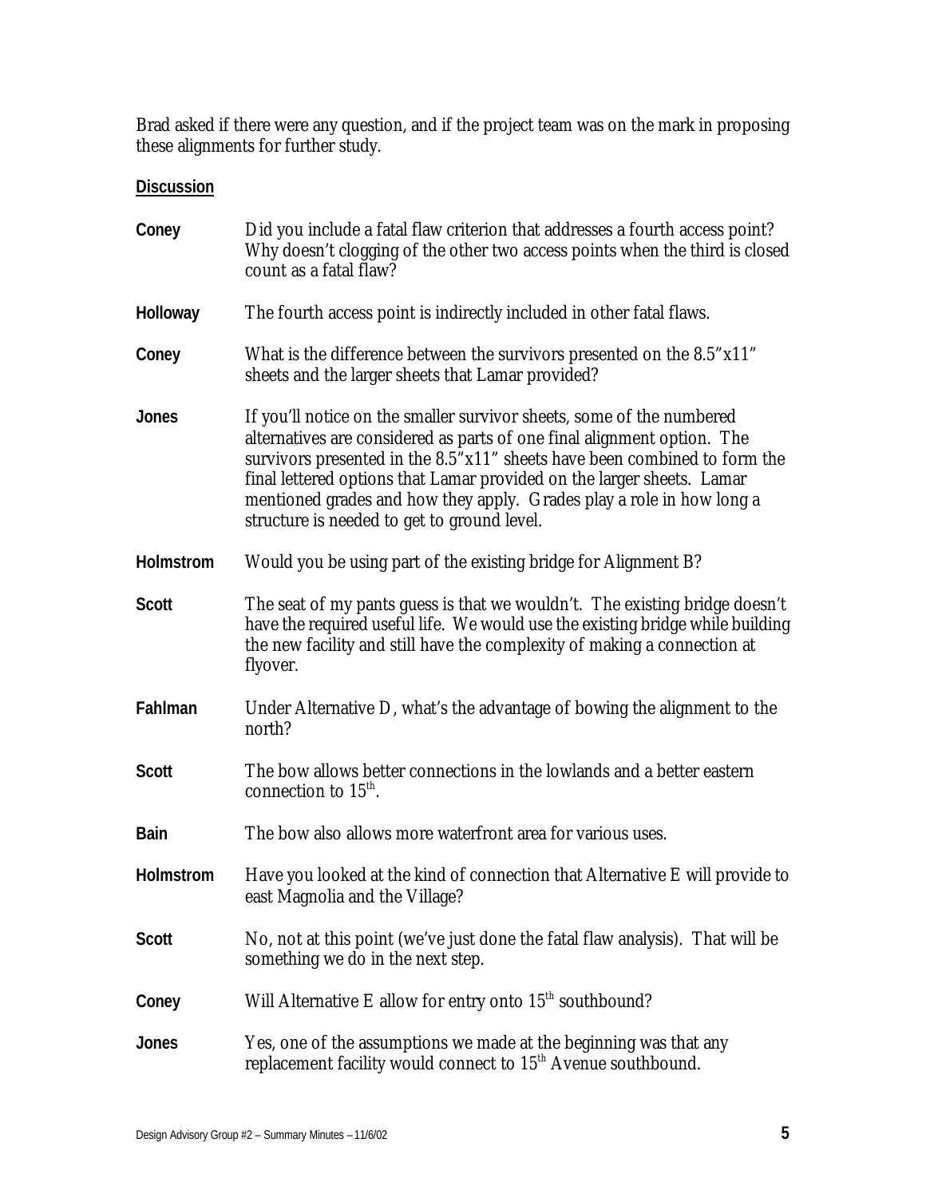Brad asked if there were any question, and if the project team was on the mark in proposing these alignments for further study.

**Discussion**

**Coney** Did you include a fatal flaw criterion that addresses a fourth access point? Why doesn't clogging of the other two access points when the third is closed count as a fatal flaw?

**Holloway** The fourth access point is indirectly included in other fatal flaws.

**Coney** What is the difference between the survivors presented on the 8.5"x11" sheets and the larger sheets that Lamar provided?

**Jones** If you'll notice on the smaller survivor sheets, some of the numbered alternatives are considered as parts of one final alignment option. The survivors presented in the 8.5"x11" sheets have been combined to form the final lettered options that Lamar provided on the larger sheets. Lamar mentioned grades and how they apply. Grades play a role in how long a structure is needed to get to ground level.

**Holmstrom** Would you be using part of the existing bridge for Alignment B?

**Scott** The seat of my pants guess is that we wouldn't. The existing bridge doesn't have the required useful life. We would use the existing bridge while building the new facility and still have the complexity of making a connection at flyover.

**Fahlman** Under Alternative D, what's the advantage of bowing the alignment to the north?

**Scott** The bow allows better connections in the lowlands and a better eastern connection to 15th.

**Bain** The bow also allows more waterfront area for various uses.

**Holmstrom** Have you looked at the kind of connection that Alternative E will provide to east Magnolia and the Village?

**Scott** No, not at this point (we've just done the fatal flaw analysis). That will be something we do in the next step.

**Coney** Will Alternative E allow for entry onto 15th southbound?

**Jones** Yes, one of the assumptions we made at the beginning was that any replacement facility would connect to 15th Avenue southbound.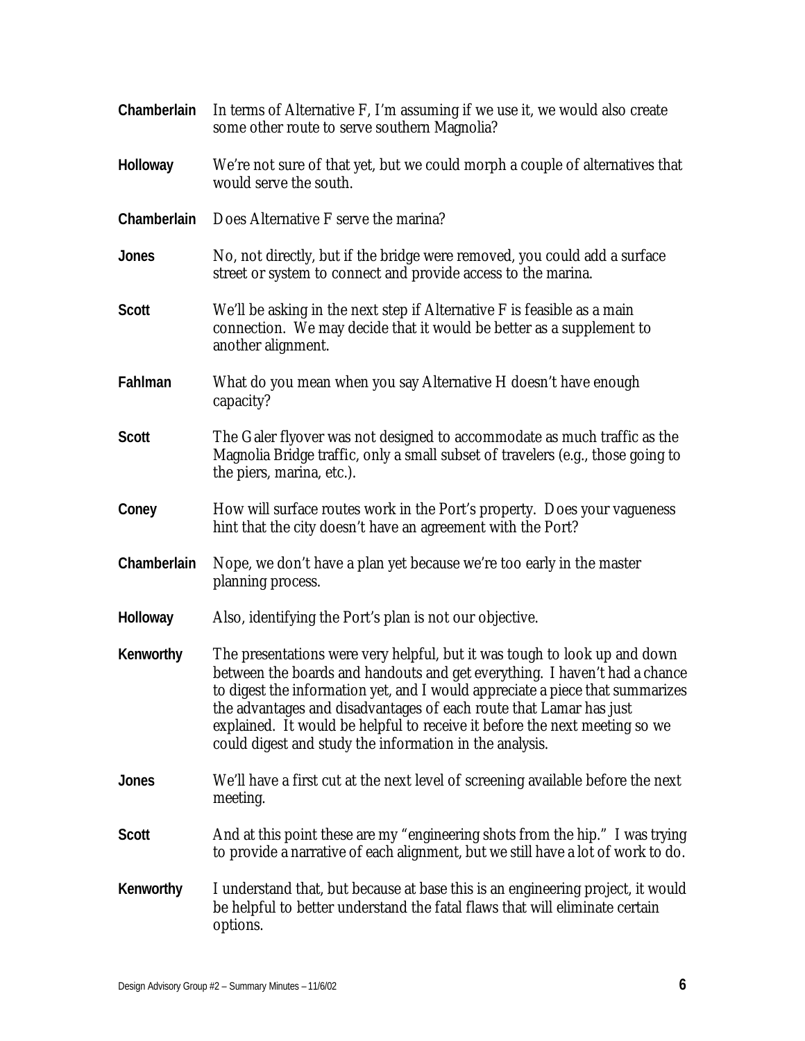**Chamberlain** In terms of Alternative F, I'm assuming if we use it, we would also create some other route to serve southern Magnolia?

**Holloway** We're not sure of that yet, but we could morph a couple of alternatives that would serve the south.

**Chamberlain** Does Alternative F serve the marina?

**Jones** No, not directly, but if the bridge were removed, you could add a surface street or system to connect and provide access to the marina.

**Scott** We'll be asking in the next step if Alternative F is feasible as a main connection. We may decide that it would be better as a supplement to another alignment.

**Fahlman** What do you mean when you say Alternative H doesn't have enough capacity?

**Scott** The Galer flyover was not designed to accommodate as much traffic as the Magnolia Bridge traffic, only a small subset of travelers (e.g., those going to the piers, marina, etc.).

**Coney** How will surface routes work in the Port's property. Does your vagueness hint that the city doesn't have an agreement with the Port?

**Chamberlain** Nope, we don't have a plan yet because we're too early in the master planning process.

**Holloway** Also, identifying the Port's plan is not our objective.

**Kenworthy** The presentations were very helpful, but it was tough to look up and down between the boards and handouts and get everything. I haven't had a chance to digest the information yet, and I would appreciate a piece that summarizes the advantages and disadvantages of each route that Lamar has just explained. It would be helpful to receive it before the next meeting so we could digest and study the information in the analysis.

**Jones** We'll have a first cut at the next level of screening available before the next meeting.

**Scott** And at this point these are my "engineering shots from the hip." I was trying to provide a narrative of each alignment, but we still have a lot of work to do.

**Kenworthy** I understand that, but because at base this is an engineering project, it would be helpful to better understand the fatal flaws that will eliminate certain options.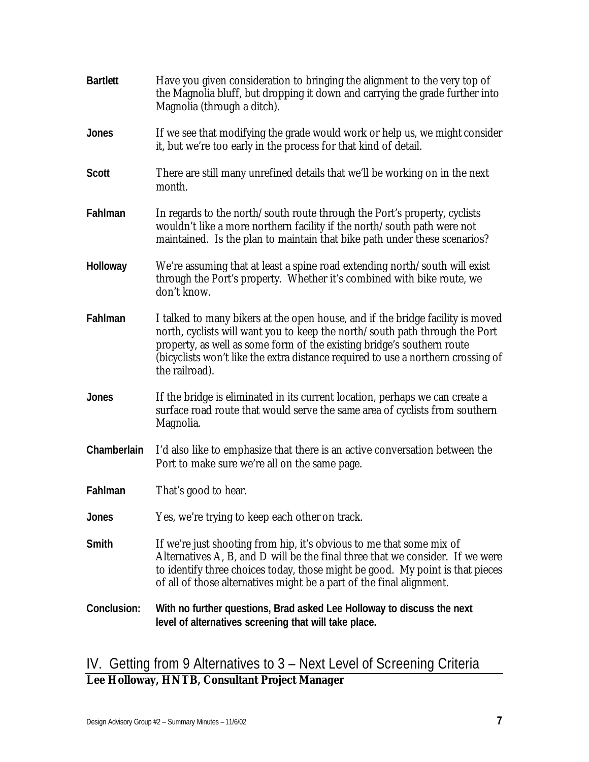**Bartlett** Have you given consideration to bringing the alignment to the very top of the Magnolia bluff, but dropping it down and carrying the grade further into Magnolia (through a ditch).

**Jones** If we see that modifying the grade would work or help us, we might consider it, but we're too early in the process for that kind of detail.

**Scott** There are still many unrefined details that we'll be working on in the next month.

**Fahlman** In regards to the north/south route through the Port's property, cyclists wouldn't like a more northern facility if the north/south path were not maintained. Is the plan to maintain that bike path under these scenarios?

**Holloway** We're assuming that at least a spine road extending north/south will exist through the Port's property. Whether it's combined with bike route, we don't know.

**Fahlman** I talked to many bikers at the open house, and if the bridge facility is moved north, cyclists will want you to keep the north/south path through the Port property, as well as some form of the existing bridge's southern route (bicyclists won't like the extra distance required to use a northern crossing of the railroad).

**Jones** If the bridge is eliminated in its current location, perhaps we can create a surface road route that would serve the same area of cyclists from southern Magnolia.

**Chamberlain** I'd also like to emphasize that there is an active conversation between the Port to make sure we're all on the same page.

**Fahlman** That's good to hear.

**Jones** Yes, we're trying to keep each other on track.

**Smith** If we're just shooting from hip, it's obvious to me that some mix of Alternatives A, B, and D will be the final three that we consider. If we were to identify three choices today, those might be good. My point is that pieces of all of those alternatives might be a part of the final alignment.

**Conclusion: With no further questions, Brad asked Lee Holloway to discuss the next level of alternatives screening that will take place.**

## IV. Getting from 9 Alternatives to 3 – Next Level of Screening Criteria

**Lee Holloway, HNTB, Consultant Project Manager**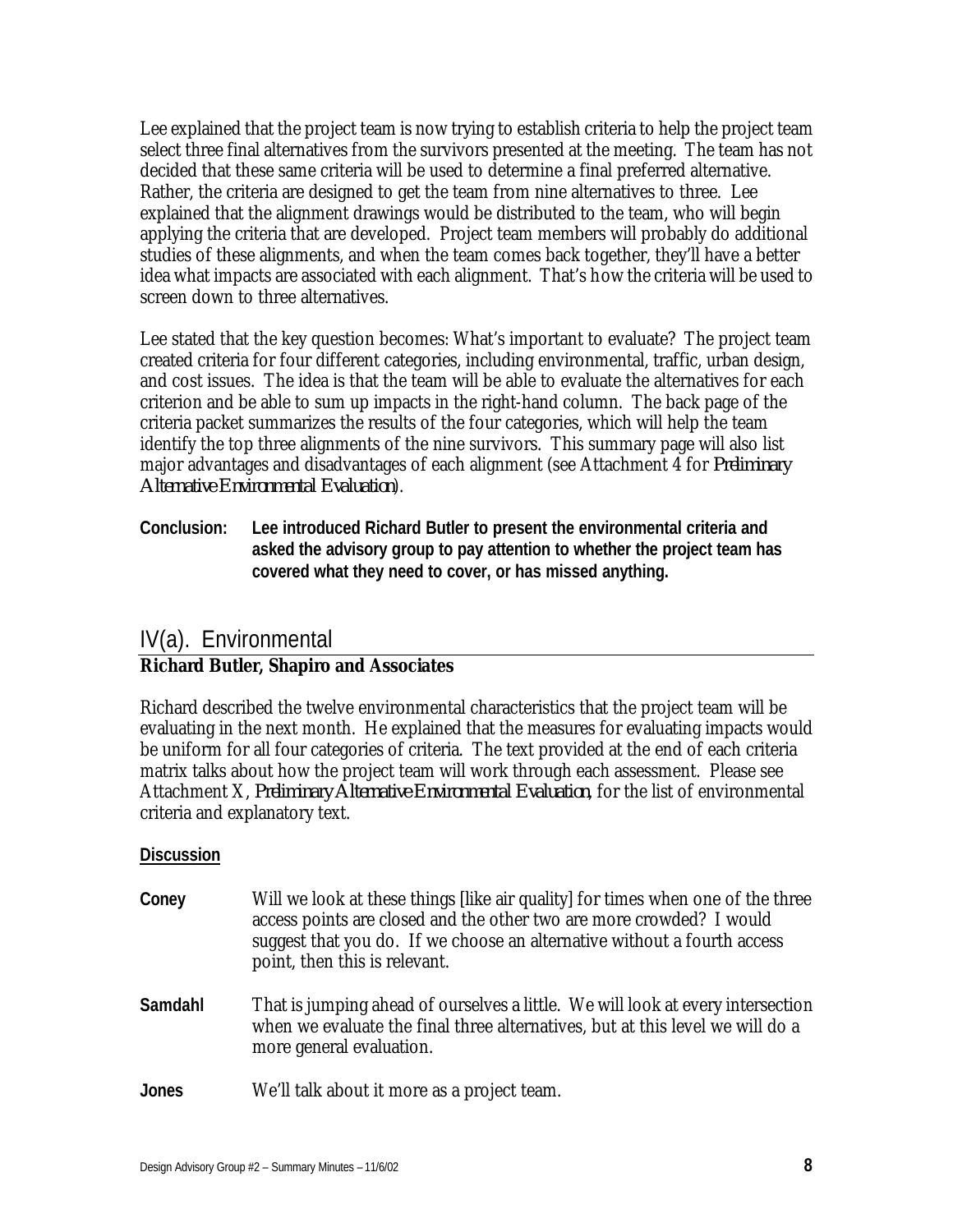Lee explained that the project team is now trying to establish criteria to help the project team select three final alternatives from the survivors presented at the meeting. The team has not decided that these same criteria will be used to determine a final preferred alternative. Rather, the criteria are designed to get the team from nine alternatives to three. Lee explained that the alignment drawings would be distributed to the team, who will begin applying the criteria that are developed. Project team members will probably do additional studies of these alignments, and when the team comes back together, they'll have a better idea what impacts are associated with each alignment. That's how the criteria will be used to screen down to three alternatives.

Lee stated that the key question becomes: What's important to evaluate? The project team created criteria for four different categories, including environmental, traffic, urban design, and cost issues. The idea is that the team will be able to evaluate the alternatives for each criterion and be able to sum up impacts in the right-hand column. The back page of the criteria packet summarizes the results of the four categories, which will help the team identify the top three alignments of the nine survivors. This summary page will also list major advantages and disadvantages of each alignment (see Attachment 4 for *Preliminary Alternative Environmental Evaluation*).

**Conclusion: Lee introduced Richard Butler to present the environmental criteria and asked the advisory group to pay attention to whether the project team has covered what they need to cover, or has missed anything.**

## IV(a). Environmental

**Richard Butler, Shapiro and Associates**

Richard described the twelve environmental characteristics that the project team will be evaluating in the next month. He explained that the measures for evaluating impacts would be uniform for all four categories of criteria. The text provided at the end of each criteria matrix talks about how the project team will work through each assessment. Please see Attachment X, *Preliminary Alternative Environmental Evaluation,* for the list of environmental criteria and explanatory text.

**Discussion**

**Coney** Will we look at these things [like air quality] for times when one of the three access points are closed and the other two are more crowded? I would suggest that you do. If we choose an alternative without a fourth access point, then this is relevant.

**Samdahl** That is jumping ahead of ourselves a little. We will look at every intersection when we evaluate the final three alternatives, but at this level we will do a more general evaluation.

**Jones** We'll talk about it more as a project team.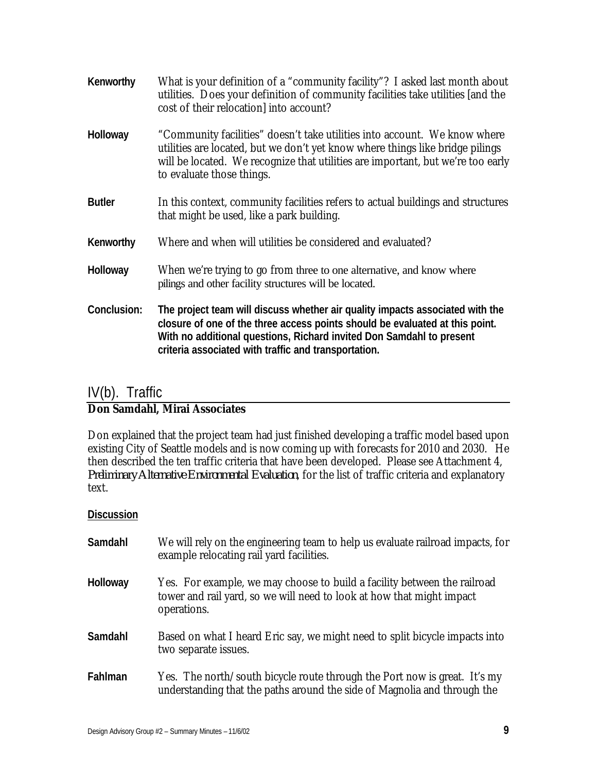**Kenworthy** What is your definition of a "community facility"? I asked last month about utilities. Does your definition of community facilities take utilities [and the cost of their relocation] into account?

**Holloway** "Community facilities" doesn't take utilities into account. We know where utilities are located, but we don't yet know where things like bridge pilings will be located. We recognize that utilities are important, but we're too early to evaluate those things.

**Butler** In this context, community facilities refers to actual buildings and structures that might be used, like a park building.

**Kenworthy** Where and when will utilities be considered and evaluated?

**Holloway** When we're trying to go from three to one alternative, and know where pilings and other facility structures will be located.

**Conclusion:** **The project team will discuss whether air quality impacts associated with the closure of one of the three access points should be evaluated at this point. With no additional questions, Richard invited Don Samdahl to present criteria associated with traffic and transportation.**

## IV(b). Traffic

**Don Samdahl, Mirai Associates**

Don explained that the project team had just finished developing a traffic model based upon existing City of Seattle models and is now coming up with forecasts for 2010 and 2030. He then described the ten traffic criteria that have been developed. Please see Attachment 4, *Preliminary Alternative Environmental Evaluation*, for the list of traffic criteria and explanatory text.

**Discussion**

**Samdahl** We will rely on the engineering team to help us evaluate railroad impacts, for example relocating rail yard facilities.

**Holloway** Yes. For example, we may choose to build a facility between the railroad tower and rail yard, so we will need to look at how that might impact operations.

**Samdahl** Based on what I heard Eric say, we might need to split bicycle impacts into two separate issues.

**Fahlman** Yes. The north/south bicycle route through the Port now is great. It's my understanding that the paths around the side of Magnolia and through the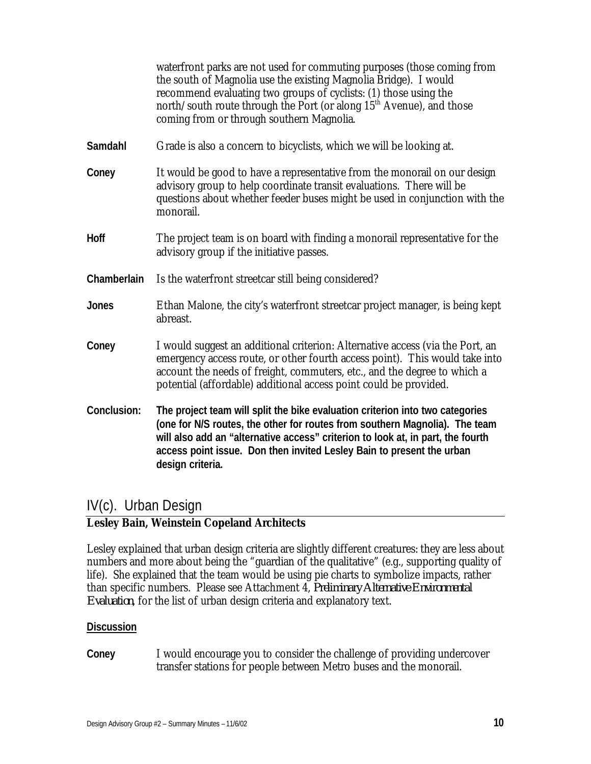waterfront parks are not used for commuting purposes (those coming from the south of Magnolia use the existing Magnolia Bridge). I would recommend evaluating two groups of cyclists: (1) those using the north/south route through the Port (or along 15th Avenue), and those coming from or through southern Magnolia.

**Samdahl** Grade is also a concern to bicyclists, which we will be looking at.

**Coney** It would be good to have a representative from the monorail on our design advisory group to help coordinate transit evaluations. There will be questions about whether feeder buses might be used in conjunction with the monorail.

**Hoff** The project team is on board with finding a monorail representative for the advisory group if the initiative passes.

**Chamberlain** Is the waterfront streetcar still being considered?

**Jones** Ethan Malone, the city's waterfront streetcar project manager, is being kept abreast.

**Coney** I would suggest an additional criterion: Alternative access (via the Port, an emergency access route, or other fourth access point). This would take into account the needs of freight, commuters, etc., and the degree to which a potential (affordable) additional access point could be provided.

**Conclusion:** **The project team will split the bike evaluation criterion into two categories (one for N/S routes, the other for routes from southern Magnolia). The team will also add an "alternative access" criterion to look at, in part, the fourth access point issue. Don then invited Lesley Bain to present the urban design criteria.**

## IV(c). Urban Design

**Lesley Bain, Weinstein Copeland Architects**

Lesley explained that urban design criteria are slightly different creatures: they are less about numbers and more about being the "guardian of the qualitative" (e.g., supporting quality of life). She explained that the team would be using pie charts to symbolize impacts, rather than specific numbers. Please see Attachment 4, *Preliminary Alternative Environmental Evaluation*, for the list of urban design criteria and explanatory text.

**Discussion**

**Coney** I would encourage you to consider the challenge of providing undercover transfer stations for people between Metro buses and the monorail.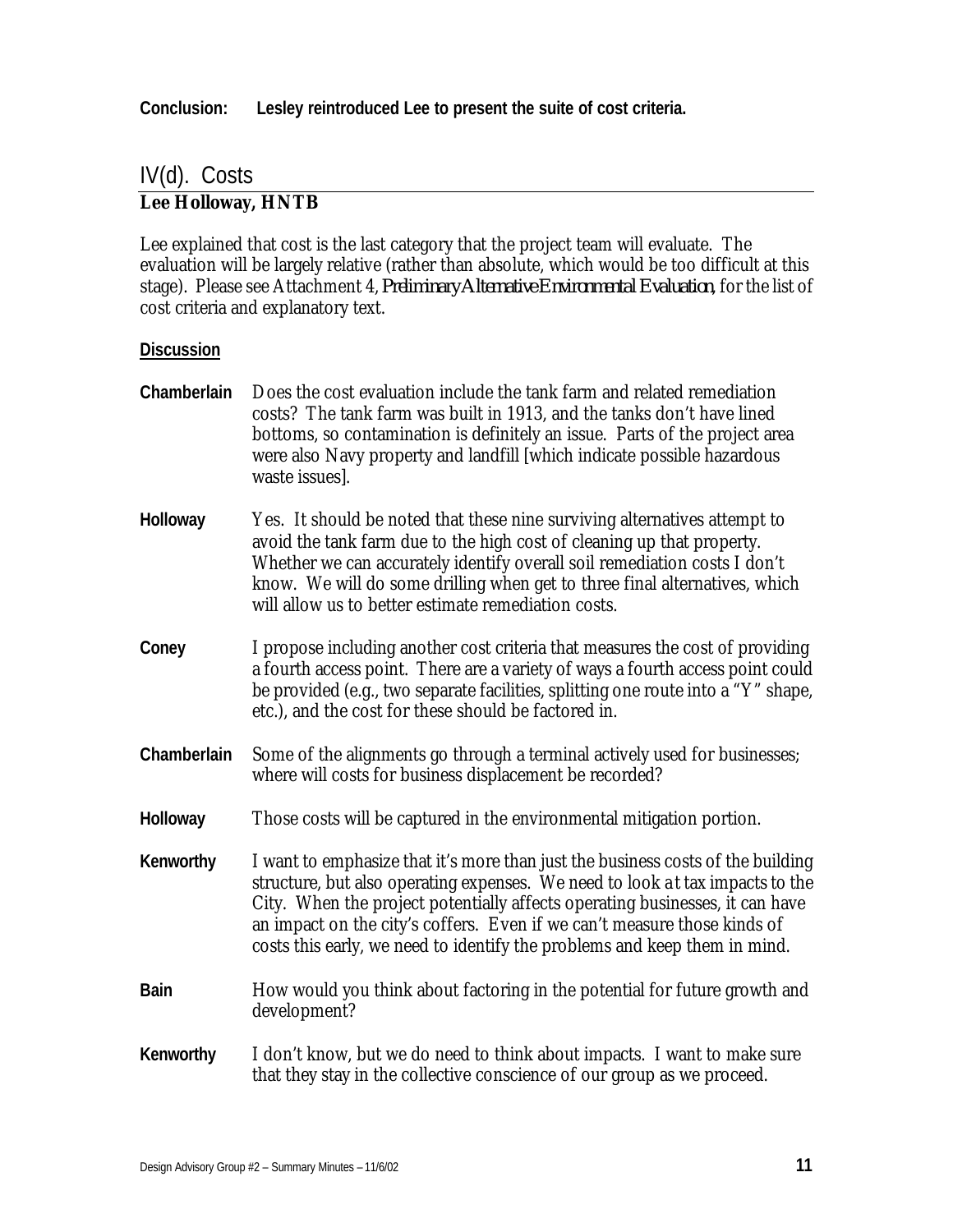**Conclusion:** **Lesley reintroduced Lee to present the suite of cost criteria.**

## IV(d). Costs

**Lee Holloway, HNTB**

Lee explained that cost is the last category that the project team will evaluate. The evaluation will be largely relative (rather than absolute, which would be too difficult at this stage). Please see Attachment 4, *Preliminary Alternative Environmental Evaluation*, for the list of cost criteria and explanatory text.

**Discussion**

**Chamberlain** Does the cost evaluation include the tank farm and related remediation costs? The tank farm was built in 1913, and the tanks don't have lined bottoms, so contamination is definitely an issue. Parts of the project area were also Navy property and landfill [which indicate possible hazardous waste issues].

**Holloway** Yes. It should be noted that these nine surviving alternatives attempt to avoid the tank farm due to the high cost of cleaning up that property. Whether we can accurately identify overall soil remediation costs I don't know. We will do some drilling when get to three final alternatives, which will allow us to better estimate remediation costs.

**Coney** I propose including another cost criteria that measures the cost of providing a fourth access point. There are a variety of ways a fourth access point could be provided (e.g., two separate facilities, splitting one route into a "Y" shape, etc.), and the cost for these should be factored in.

**Chamberlain** Some of the alignments go through a terminal actively used for businesses; where will costs for business displacement be recorded?

**Holloway** Those costs will be captured in the environmental mitigation portion.

**Kenworthy** I want to emphasize that it's more than just the business costs of the building structure, but also operating expenses. We need to look at tax impacts to the City. When the project potentially affects operating businesses, it can have an impact on the city's coffers. Even if we can't measure those kinds of costs this early, we need to identify the problems and keep them in mind.

**Bain** How would you think about factoring in the potential for future growth and development?

**Kenworthy** I don't know, but we do need to think about impacts. I want to make sure that they stay in the collective conscience of our group as we proceed.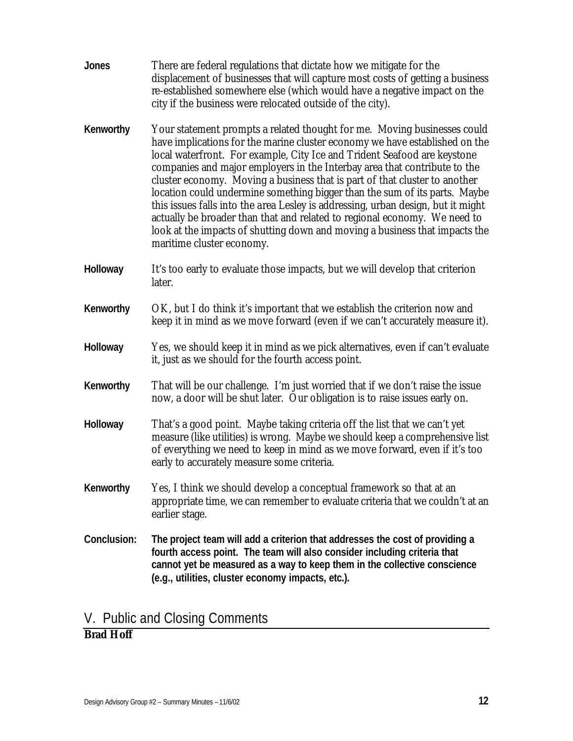**Jones** There are federal regulations that dictate how we mitigate for the displacement of businesses that will capture most costs of getting a business re-established somewhere else (which would have a negative impact on the city if the business were relocated outside of the city).

**Kenworthy** Your statement prompts a related thought for me. Moving businesses could have implications for the marine cluster economy we have established on the local waterfront. For example, City Ice and Trident Seafood are keystone companies and major employers in the Interbay area that contribute to the cluster economy. Moving a business that is part of that cluster to another location could undermine something bigger than the sum of its parts. Maybe this issues falls into the area Lesley is addressing, urban design, but it might actually be broader than that and related to regional economy. We need to look at the impacts of shutting down and moving a business that impacts the maritime cluster economy.

**Holloway** It's too early to evaluate those impacts, but we will develop that criterion later.

**Kenworthy** OK, but I do think it's important that we establish the criterion now and keep it in mind as we move forward (even if we can't accurately measure it).

**Holloway** Yes, we should keep it in mind as we pick alternatives, even if can't evaluate it, just as we should for the fourth access point.

**Kenworthy** That will be our challenge. I'm just worried that if we don't raise the issue now, a door will be shut later. Our obligation is to raise issues early on.

**Holloway** That's a good point. Maybe taking criteria off the list that we can't yet measure (like utilities) is wrong. Maybe we should keep a comprehensive list of everything we need to keep in mind as we move forward, even if it's too early to accurately measure some criteria.

**Kenworthy** Yes, I think we should develop a conceptual framework so that at an appropriate time, we can remember to evaluate criteria that we couldn't at an earlier stage.

**Conclusion:** **The project team will add a criterion that addresses the cost of providing a fourth access point. The team will also consider including criteria that cannot yet be measured as a way to keep them in the collective conscience (e.g., utilities, cluster economy impacts, etc.).**

## V. Public and Closing Comments

**Brad Hoff**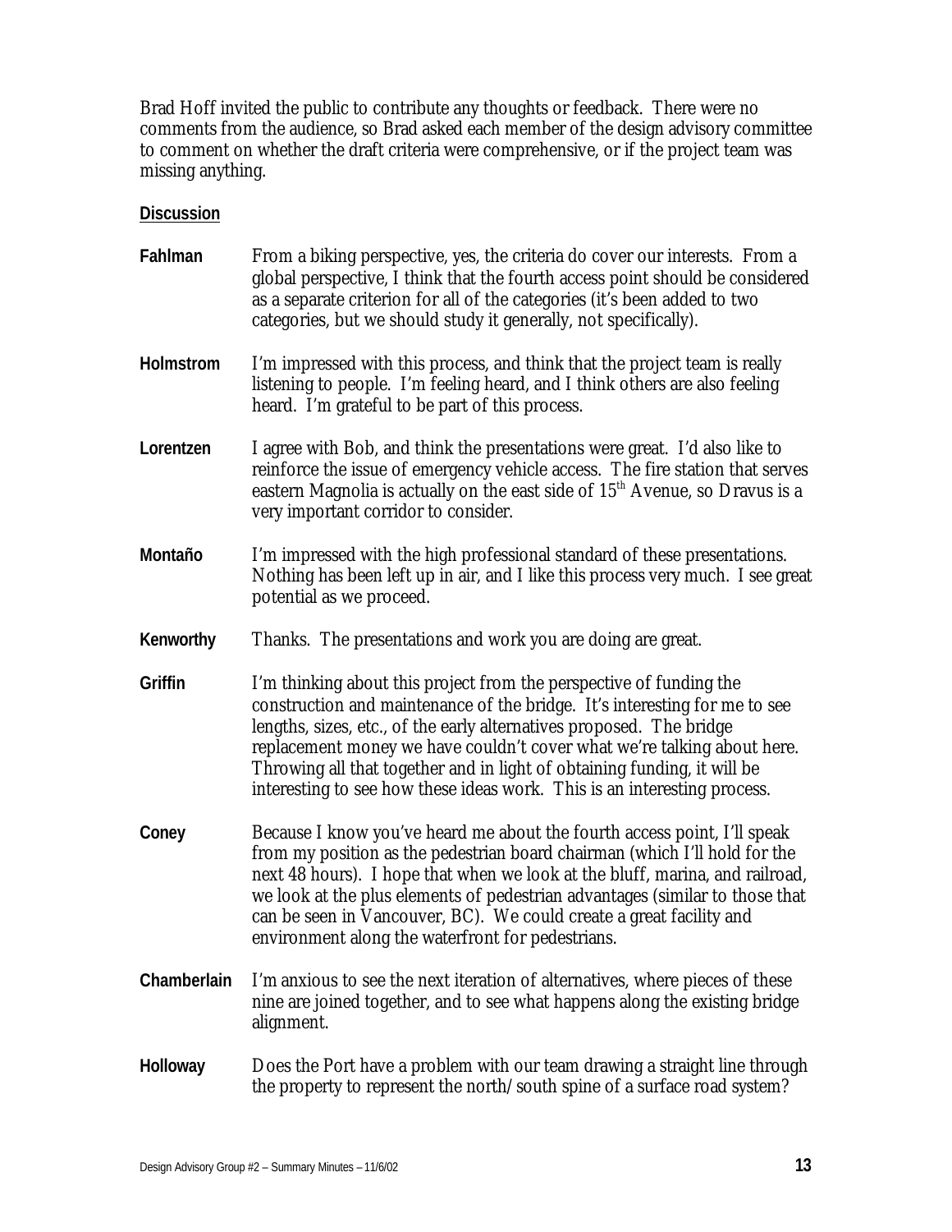Brad Hoff invited the public to contribute any thoughts or feedback. There were no comments from the audience, so Brad asked each member of the design advisory committee to comment on whether the draft criteria were comprehensive, or if the project team was missing anything.

**Discussion**

**Fahlman** From a biking perspective, yes, the criteria do cover our interests. From a global perspective, I think that the fourth access point should be considered as a separate criterion for all of the categories (it's been added to two categories, but we should study it generally, not specifically).

**Holmstrom** I'm impressed with this process, and think that the project team is really listening to people. I'm feeling heard, and I think others are also feeling heard. I'm grateful to be part of this process.

**Lorentzen** I agree with Bob, and think the presentations were great. I'd also like to reinforce the issue of emergency vehicle access. The fire station that serves eastern Magnolia is actually on the east side of 15th Avenue, so Dravus is a very important corridor to consider.

**Montaño** I'm impressed with the high professional standard of these presentations. Nothing has been left up in air, and I like this process very much. I see great potential as we proceed.

**Kenworthy** Thanks. The presentations and work you are doing are great.

**Griffin** I'm thinking about this project from the perspective of funding the construction and maintenance of the bridge. It's interesting for me to see lengths, sizes, etc., of the early alternatives proposed. The bridge replacement money we have couldn't cover what we're talking about here. Throwing all that together and in light of obtaining funding, it will be interesting to see how these ideas work. This is an interesting process.

**Coney** Because I know you've heard me about the fourth access point, I'll speak from my position as the pedestrian board chairman (which I'll hold for the next 48 hours). I hope that when we look at the bluff, marina, and railroad, we look at the plus elements of pedestrian advantages (similar to those that can be seen in Vancouver, BC). We could create a great facility and environment along the waterfront for pedestrians.

**Chamberlain** I'm anxious to see the next iteration of alternatives, where pieces of these nine are joined together, and to see what happens along the existing bridge alignment.

**Holloway** Does the Port have a problem with our team drawing a straight line through the property to represent the north/south spine of a surface road system?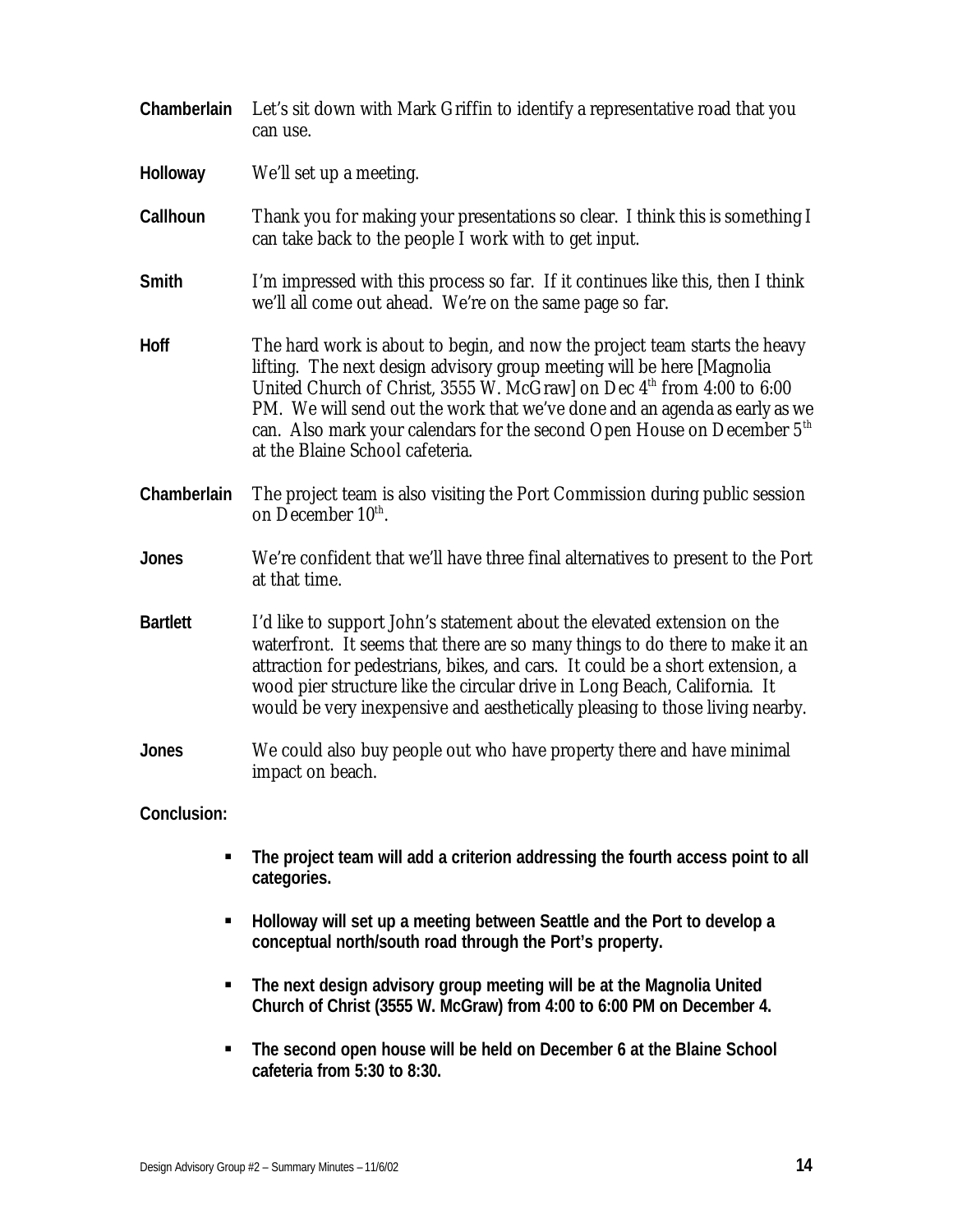**Chamberlain** Let's sit down with Mark Griffin to identify a representative road that you can use.

**Holloway** We'll set up a meeting.

**Callhoun** Thank you for making your presentations so clear. I think this is something I can take back to the people I work with to get input.

**Smith** I'm impressed with this process so far. If it continues like this, then I think we'll all come out ahead. We're on the same page so far.

**Hoff** The hard work is about to begin, and now the project team starts the heavy lifting. The next design advisory group meeting will be here [Magnolia United Church of Christ, 3555 W. McGraw] on Dec 4th from 4:00 to 6:00 PM. We will send out the work that we've done and an agenda as early as we can. Also mark your calendars for the second Open House on December 5th at the Blaine School cafeteria.

**Chamberlain** The project team is also visiting the Port Commission during public session on December 10th.

**Jones** We're confident that we'll have three final alternatives to present to the Port at that time.

**Bartlett** I'd like to support John's statement about the elevated extension on the waterfront. It seems that there are so many things to do there to make it an attraction for pedestrians, bikes, and cars. It could be a short extension, a wood pier structure like the circular drive in Long Beach, California. It would be very inexpensive and aesthetically pleasing to those living nearby.

**Jones** We could also buy people out who have property there and have minimal impact on beach.

**Conclusion:**

- **The project team will add a criterion addressing the fourth access point to all categories.**
- **Holloway will set up a meeting between Seattle and the Port to develop a conceptual north/south road through the Port's property.**
- **The next design advisory group meeting will be at the Magnolia United Church of Christ (3555 W. McGraw) from 4:00 to 6:00 PM on December 4.**
- **The second open house will be held on December 6 at the Blaine School cafeteria from 5:30 to 8:30.**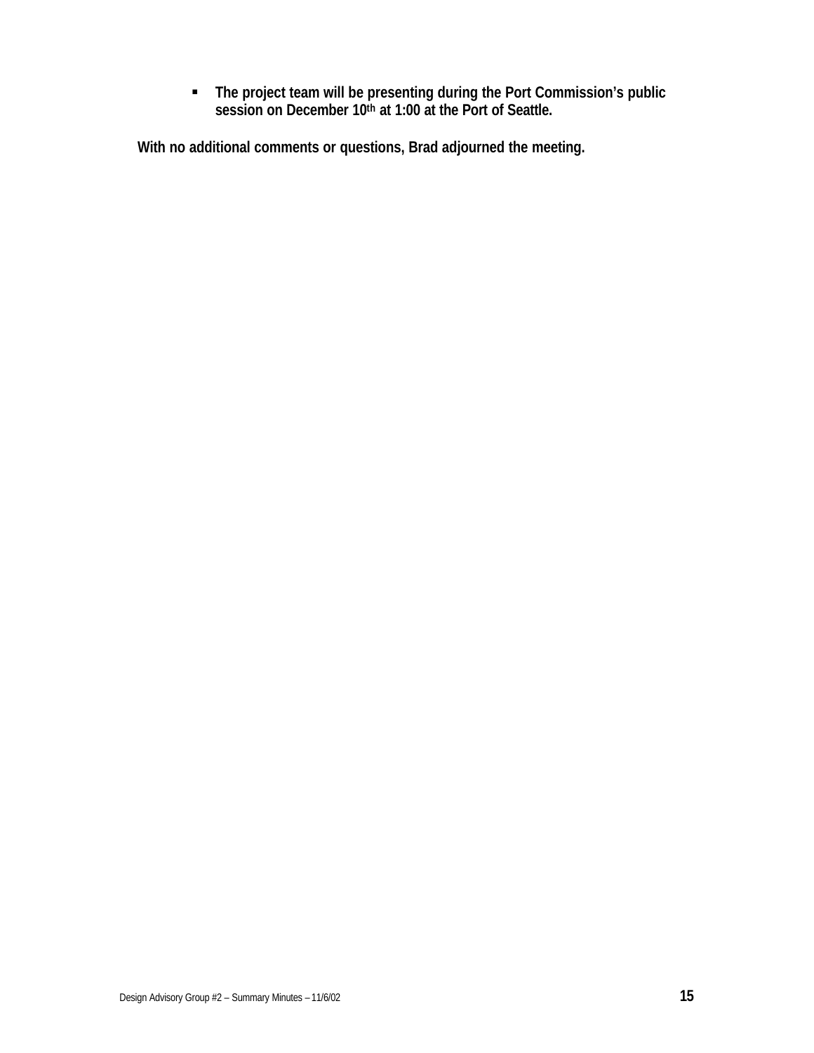- **The project team will be presenting during the Port Commission's public session on December 10th at 1:00 at the Port of Seattle.**

**With no additional comments or questions, Brad adjourned the meeting.**